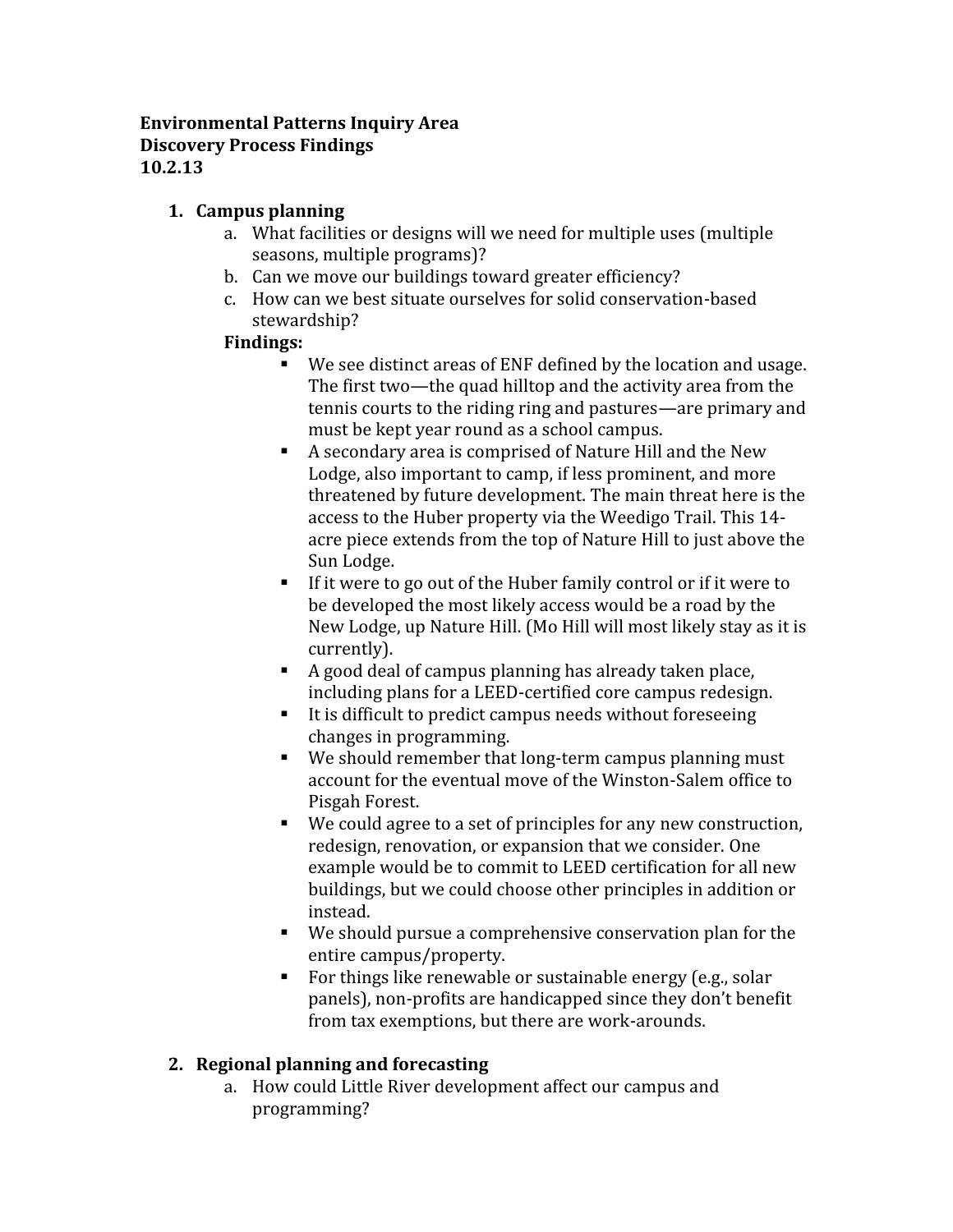**Environmental Patterns Inquiry Area**
**Discovery Process Findings**
**10.2.13**

1. **Campus planning**
   a. What facilities or designs will we need for multiple uses (multiple seasons, multiple programs)?
   b. Can we move our buildings toward greater efficiency?
   c. How can we best situate ourselves for solid conservation-based stewardship?

   **Findings:**

   - We see distinct areas of ENF defined by the location and usage. The first two—the quad hilltop and the activity area from the tennis courts to the riding ring and pastures—are primary and must be kept year round as a school campus.
   - A secondary area is comprised of Nature Hill and the New Lodge, also important to camp, if less prominent, and more threatened by future development. The main threat here is the access to the Huber property via the Weedigo Trail. This 14-acre piece extends from the top of Nature Hill to just above the Sun Lodge.
   - If it were to go out of the Huber family control or if it were to be developed the most likely access would be a road by the New Lodge, up Nature Hill. (Mo Hill will most likely stay as it is currently).
   - A good deal of campus planning has already taken place, including plans for a LEED-certified core campus redesign.
   - It is difficult to predict campus needs without foreseeing changes in programming.
   - We should remember that long-term campus planning must account for the eventual move of the Winston-Salem office to Pisgah Forest.
   - We could agree to a set of principles for any new construction, redesign, renovation, or expansion that we consider. One example would be to commit to LEED certification for all new buildings, but we could choose other principles in addition or instead.
   - We should pursue a comprehensive conservation plan for the entire campus/property.
   - For things like renewable or sustainable energy (e.g., solar panels), non-profits are handicapped since they don't benefit from tax exemptions, but there are work-arounds.

2. **Regional planning and forecasting**
   a. How could Little River development affect our campus and programming?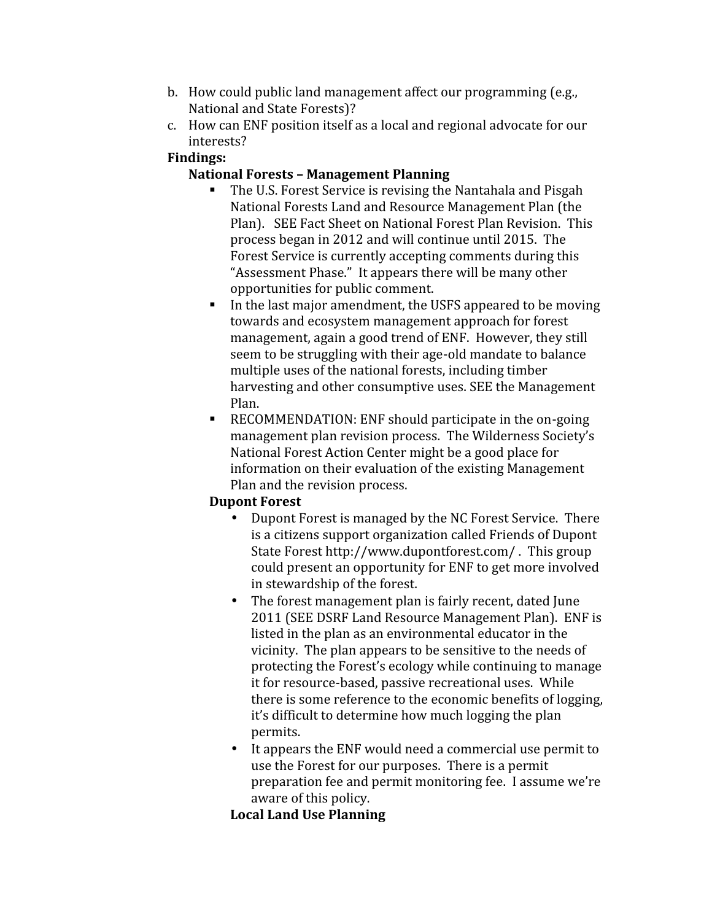b. How could public land management affect our programming (e.g., National and State Forests)?
c. How can ENF position itself as a local and regional advocate for our interests?

**Findings:**

**National Forests – Management Planning**

- The U.S. Forest Service is revising the Nantahala and Pisgah National Forests Land and Resource Management Plan (the Plan). SEE Fact Sheet on National Forest Plan Revision. This process began in 2012 and will continue until 2015. The Forest Service is currently accepting comments during this "Assessment Phase." It appears there will be many other opportunities for public comment.
- In the last major amendment, the USFS appeared to be moving towards and ecosystem management approach for forest management, again a good trend of ENF. However, they still seem to be struggling with their age-old mandate to balance multiple uses of the national forests, including timber harvesting and other consumptive uses. SEE the Management Plan.
- RECOMMENDATION: ENF should participate in the on-going management plan revision process. The Wilderness Society's National Forest Action Center might be a good place for information on their evaluation of the existing Management Plan and the revision process.

**Dupont Forest**

- Dupont Forest is managed by the NC Forest Service. There is a citizens support organization called Friends of Dupont State Forest http://www.dupontforest.com/ . This group could present an opportunity for ENF to get more involved in stewardship of the forest.
- The forest management plan is fairly recent, dated June 2011 (SEE DSRF Land Resource Management Plan). ENF is listed in the plan as an environmental educator in the vicinity. The plan appears to be sensitive to the needs of protecting the Forest's ecology while continuing to manage it for resource-based, passive recreational uses. While there is some reference to the economic benefits of logging, it's difficult to determine how much logging the plan permits.
- It appears the ENF would need a commercial use permit to use the Forest for our purposes. There is a permit preparation fee and permit monitoring fee. I assume we're aware of this policy.

**Local Land Use Planning**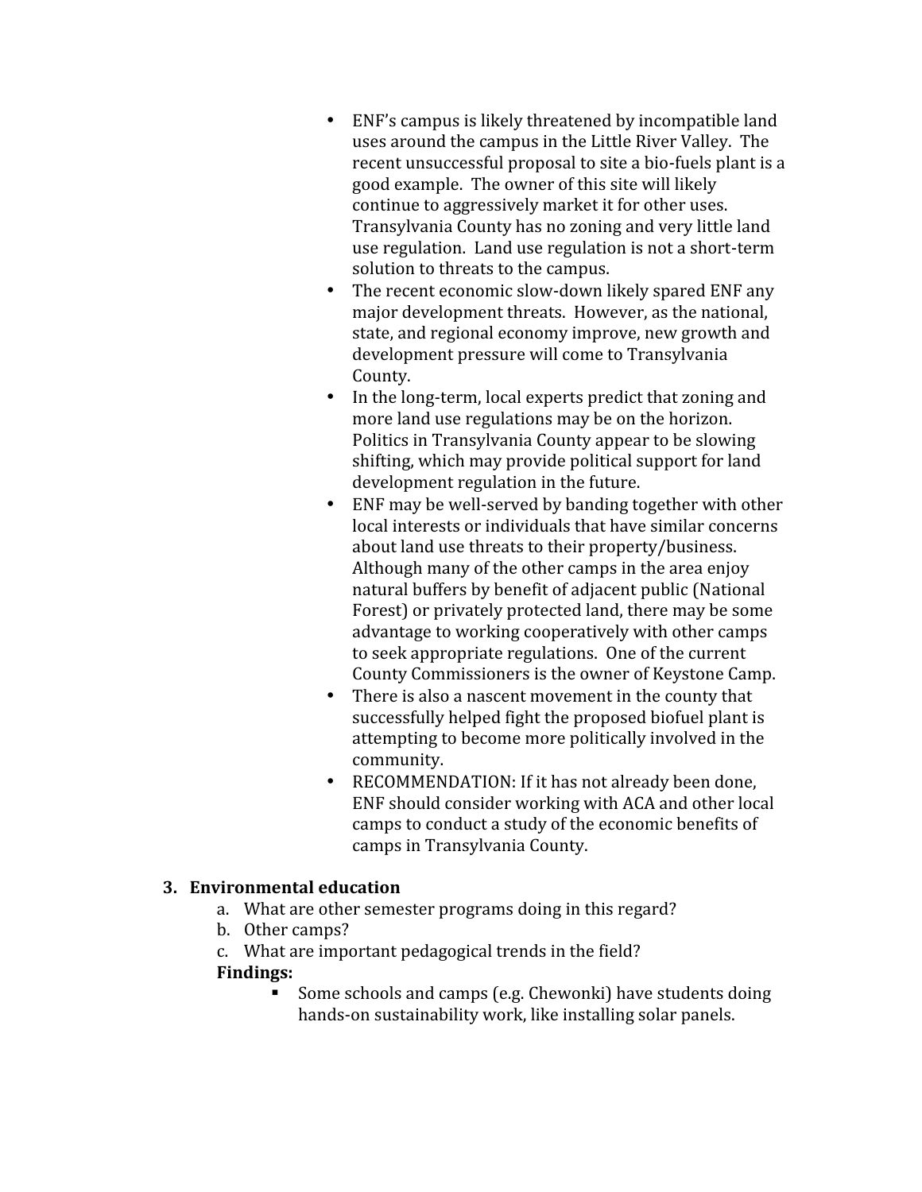- ENF's campus is likely threatened by incompatible land uses around the campus in the Little River Valley. The recent unsuccessful proposal to site a bio-fuels plant is a good example. The owner of this site will likely continue to aggressively market it for other uses. Transylvania County has no zoning and very little land use regulation. Land use regulation is not a short-term solution to threats to the campus.
- The recent economic slow-down likely spared ENF any major development threats. However, as the national, state, and regional economy improve, new growth and development pressure will come to Transylvania County.
- In the long-term, local experts predict that zoning and more land use regulations may be on the horizon. Politics in Transylvania County appear to be slowing shifting, which may provide political support for land development regulation in the future.
- ENF may be well-served by banding together with other local interests or individuals that have similar concerns about land use threats to their property/business. Although many of the other camps in the area enjoy natural buffers by benefit of adjacent public (National Forest) or privately protected land, there may be some advantage to working cooperatively with other camps to seek appropriate regulations. One of the current County Commissioners is the owner of Keystone Camp.
- There is also a nascent movement in the county that successfully helped fight the proposed biofuel plant is attempting to become more politically involved in the community.
- RECOMMENDATION: If it has not already been done, ENF should consider working with ACA and other local camps to conduct a study of the economic benefits of camps in Transylvania County.

3. **Environmental education**
   a. What are other semester programs doing in this regard?
   b. Other camps?
   c. What are important pedagogical trends in the field?

   **Findings:**
   - Some schools and camps (e.g. Chewonki) have students doing hands-on sustainability work, like installing solar panels.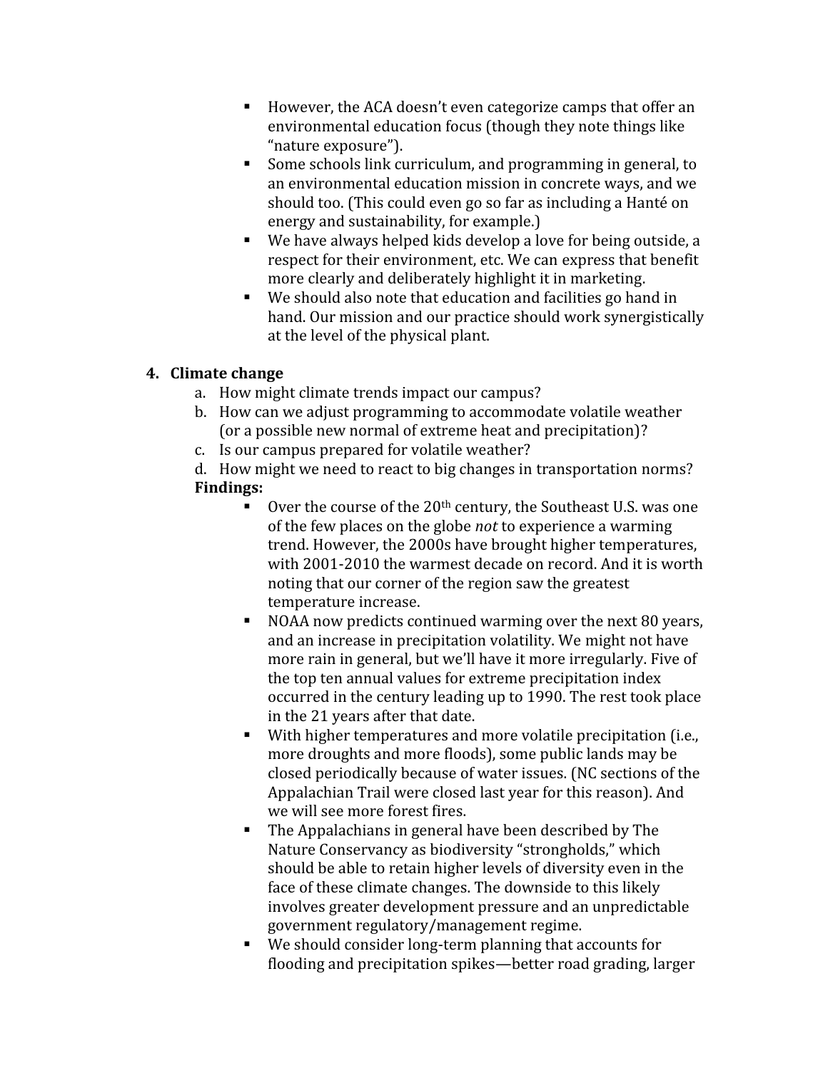- However, the ACA doesn't even categorize camps that offer an environmental education focus (though they note things like "nature exposure").
- Some schools link curriculum, and programming in general, to an environmental education mission in concrete ways, and we should too. (This could even go so far as including a Hanté on energy and sustainability, for example.)
- We have always helped kids develop a love for being outside, a respect for their environment, etc. We can express that benefit more clearly and deliberately highlight it in marketing.
- We should also note that education and facilities go hand in hand. Our mission and our practice should work synergistically at the level of the physical plant.

4. **Climate change**
   a. How might climate trends impact our campus?
   b. How can we adjust programming to accommodate volatile weather (or a possible new normal of extreme heat and precipitation)?
   c. Is our campus prepared for volatile weather?
   d. How might we need to react to big changes in transportation norms?

   **Findings:**

   - Over the course of the 20th century, the Southeast U.S. was one of the few places on the globe *not* to experience a warming trend. However, the 2000s have brought higher temperatures, with 2001-2010 the warmest decade on record. And it is worth noting that our corner of the region saw the greatest temperature increase.
   - NOAA now predicts continued warming over the next 80 years, and an increase in precipitation volatility. We might not have more rain in general, but we'll have it more irregularly. Five of the top ten annual values for extreme precipitation index occurred in the century leading up to 1990. The rest took place in the 21 years after that date.
   - With higher temperatures and more volatile precipitation (i.e., more droughts and more floods), some public lands may be closed periodically because of water issues. (NC sections of the Appalachian Trail were closed last year for this reason). And we will see more forest fires.
   - The Appalachians in general have been described by The Nature Conservancy as biodiversity "strongholds," which should be able to retain higher levels of diversity even in the face of these climate changes. The downside to this likely involves greater development pressure and an unpredictable government regulatory/management regime.
   - We should consider long-term planning that accounts for flooding and precipitation spikes—better road grading, larger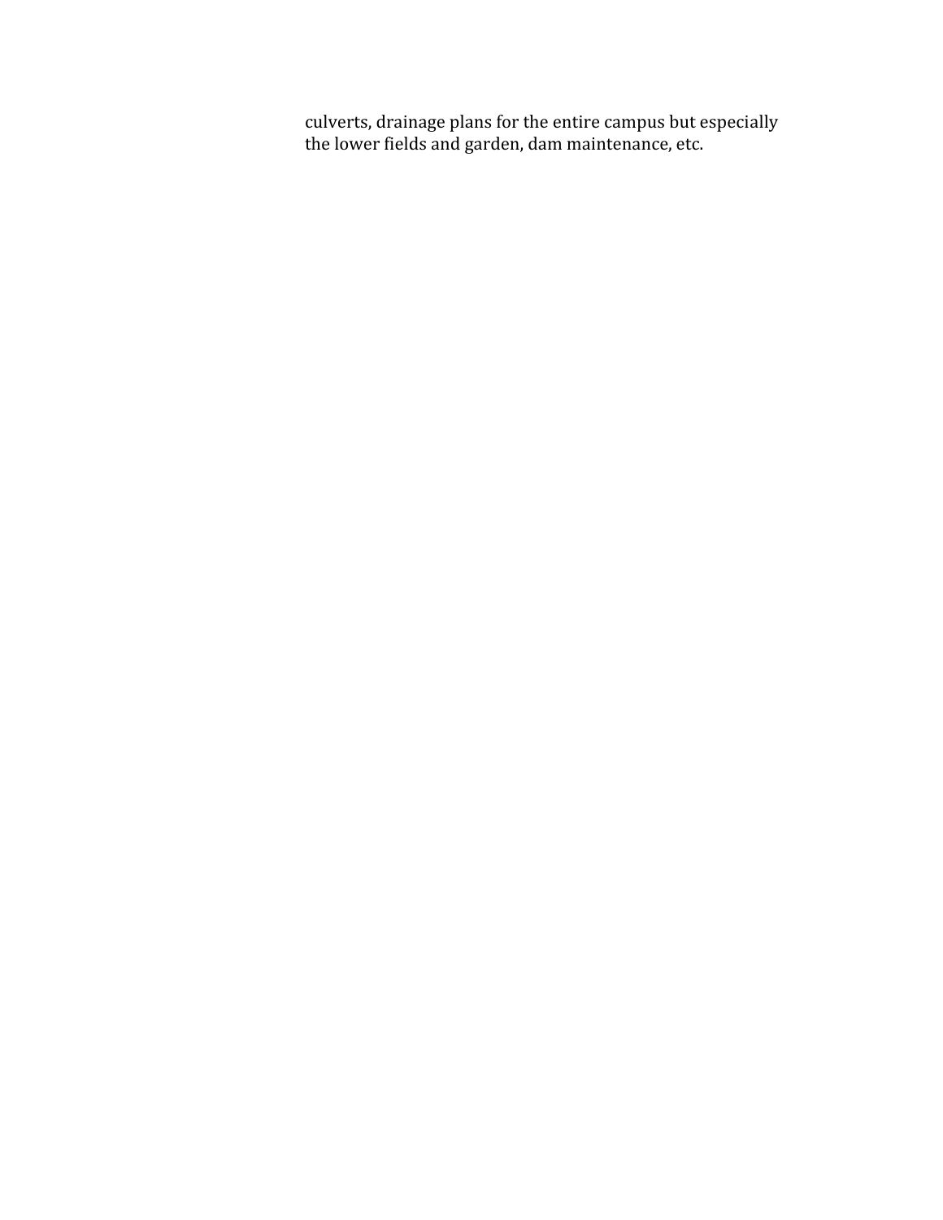culverts, drainage plans for the entire campus but especially the lower fields and garden, dam maintenance, etc.